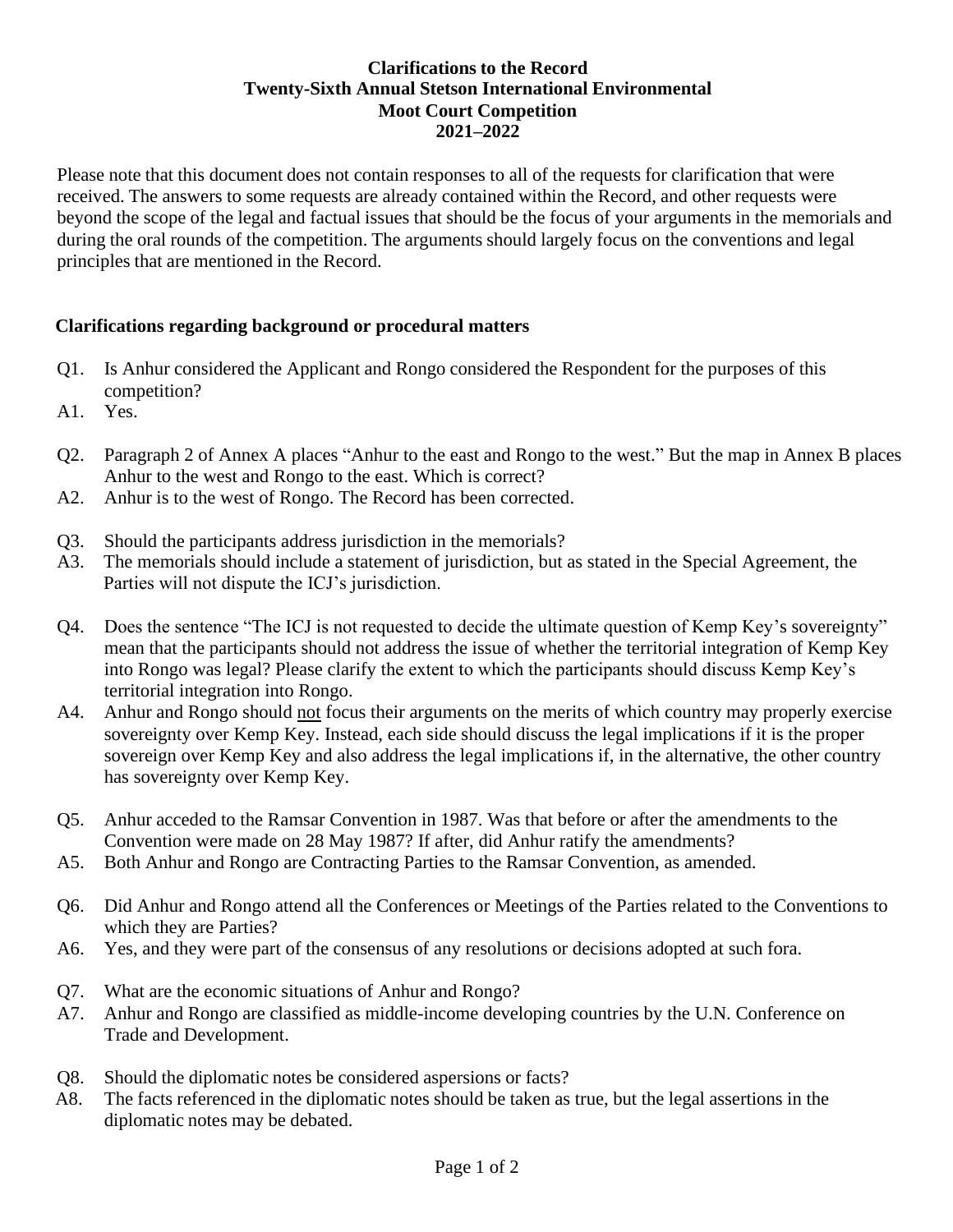# Clarifications to the Record
# Twenty-Sixth Annual Stetson International Environmental Moot Court Competition
# 2021–2022

Please note that this document does not contain responses to all of the requests for clarification that were received. The answers to some requests are already contained within the Record, and other requests were beyond the scope of the legal and factual issues that should be the focus of your arguments in the memorials and during the oral rounds of the competition. The arguments should largely focus on the conventions and legal principles that are mentioned in the Record.

## Clarifications regarding background or procedural matters

Q1. Is Anhur considered the Applicant and Rongo considered the Respondent for the purposes of this competition?

A1. Yes.

Q2. Paragraph 2 of Annex A places "Anhur to the east and Rongo to the west." But the map in Annex B places Anhur to the west and Rongo to the east. Which is correct?

A2. Anhur is to the west of Rongo. The Record has been corrected.

Q3. Should the participants address jurisdiction in the memorials?

A3. The memorials should include a statement of jurisdiction, but as stated in the Special Agreement, the Parties will not dispute the ICJ's jurisdiction.

Q4. Does the sentence "The ICJ is not requested to decide the ultimate question of Kemp Key's sovereignty" mean that the participants should not address the issue of whether the territorial integration of Kemp Key into Rongo was legal? Please clarify the extent to which the participants should discuss Kemp Key's territorial integration into Rongo.

A4. Anhur and Rongo should not focus their arguments on the merits of which country may properly exercise sovereignty over Kemp Key. Instead, each side should discuss the legal implications if it is the proper sovereign over Kemp Key and also address the legal implications if, in the alternative, the other country has sovereignty over Kemp Key.

Q5. Anhur acceded to the Ramsar Convention in 1987. Was that before or after the amendments to the Convention were made on 28 May 1987? If after, did Anhur ratify the amendments?

A5. Both Anhur and Rongo are Contracting Parties to the Ramsar Convention, as amended.

Q6. Did Anhur and Rongo attend all the Conferences or Meetings of the Parties related to the Conventions to which they are Parties?

A6. Yes, and they were part of the consensus of any resolutions or decisions adopted at such fora.

Q7. What are the economic situations of Anhur and Rongo?

A7. Anhur and Rongo are classified as middle-income developing countries by the U.N. Conference on Trade and Development.

Q8. Should the diplomatic notes be considered aspersions or facts?

A8. The facts referenced in the diplomatic notes should be taken as true, but the legal assertions in the diplomatic notes may be debated.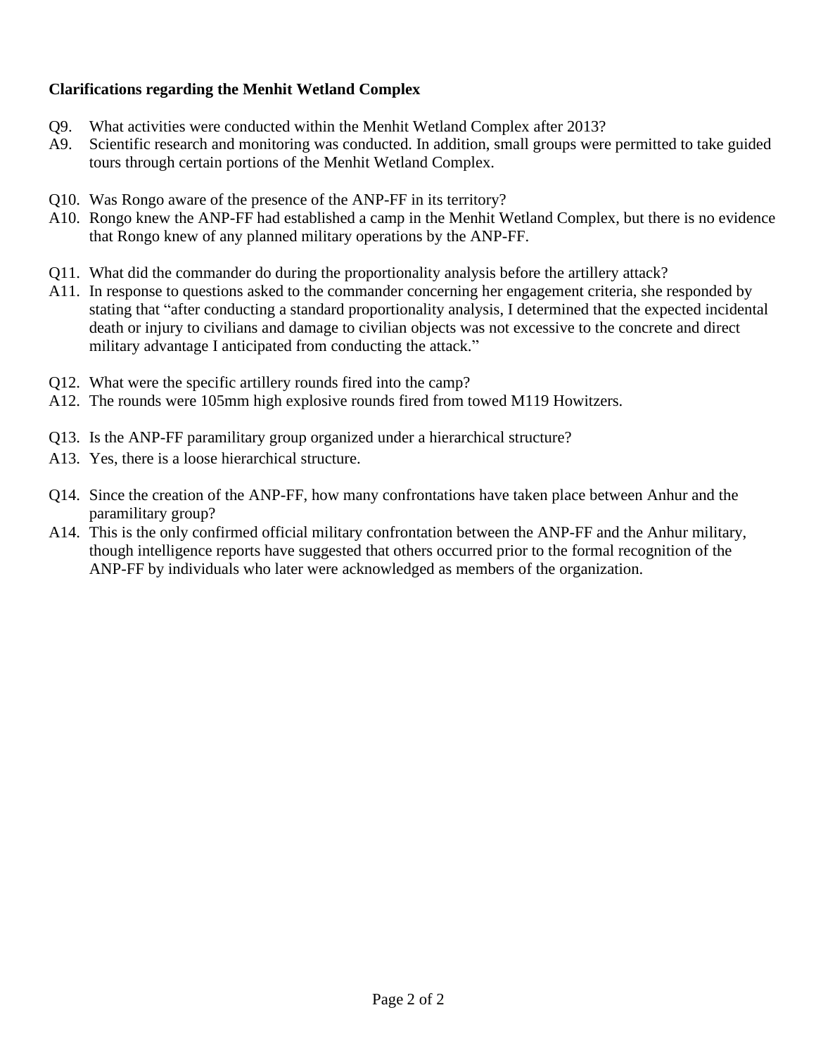**Clarifications regarding the Menhit Wetland Complex**

Q9. What activities were conducted within the Menhit Wetland Complex after 2013?

A9. Scientific research and monitoring was conducted. In addition, small groups were permitted to take guided tours through certain portions of the Menhit Wetland Complex.

Q10. Was Rongo aware of the presence of the ANP-FF in its territory?

A10. Rongo knew the ANP-FF had established a camp in the Menhit Wetland Complex, but there is no evidence that Rongo knew of any planned military operations by the ANP-FF.

Q11. What did the commander do during the proportionality analysis before the artillery attack?

A11. In response to questions asked to the commander concerning her engagement criteria, she responded by stating that "after conducting a standard proportionality analysis, I determined that the expected incidental death or injury to civilians and damage to civilian objects was not excessive to the concrete and direct military advantage I anticipated from conducting the attack."

Q12. What were the specific artillery rounds fired into the camp?

A12. The rounds were 105mm high explosive rounds fired from towed M119 Howitzers.

Q13. Is the ANP-FF paramilitary group organized under a hierarchical structure?

A13. Yes, there is a loose hierarchical structure.

Q14. Since the creation of the ANP-FF, how many confrontations have taken place between Anhur and the paramilitary group?

A14. This is the only confirmed official military confrontation between the ANP-FF and the Anhur military, though intelligence reports have suggested that others occurred prior to the formal recognition of the ANP-FF by individuals who later were acknowledged as members of the organization.